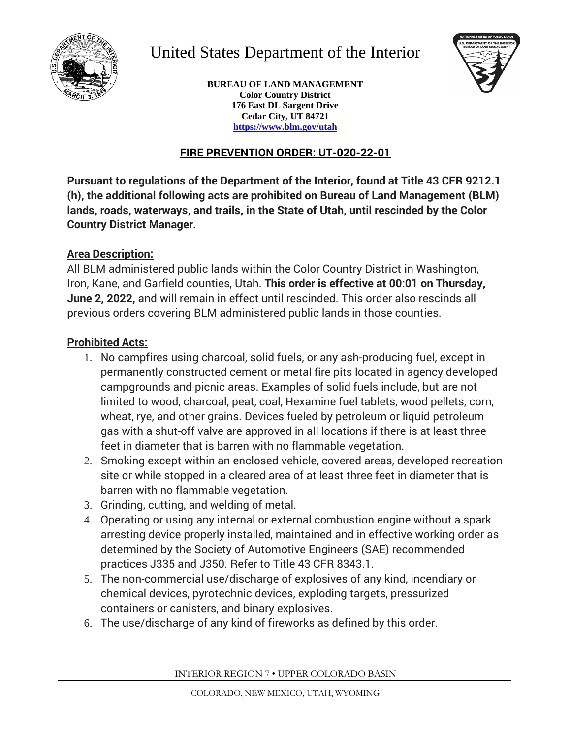# United States Department of the Interior

**BUREAU OF LAND MANAGEMENT**
**Color Country District**
**176 East DL Sargent Drive**
**Cedar City, UT 84721**
**https://www.blm.gov/utah**

## FIRE PREVENTION ORDER: UT-020-22-01

**Pursuant to regulations of the Department of the Interior, found at Title 43 CFR 9212.1 (h), the additional following acts are prohibited on Bureau of Land Management (BLM) lands, roads, waterways, and trails, in the State of Utah, until rescinded by the Color Country District Manager.**

### Area Description:

All BLM administered public lands within the Color Country District in Washington, Iron, Kane, and Garfield counties, Utah. **This order is effective at 00:01 on Thursday, June 2, 2022,** and will remain in effect until rescinded. This order also rescinds all previous orders covering BLM administered public lands in those counties.

### Prohibited Acts:

1. No campfires using charcoal, solid fuels, or any ash-producing fuel, except in permanently constructed cement or metal fire pits located in agency developed campgrounds and picnic areas. Examples of solid fuels include, but are not limited to wood, charcoal, peat, coal, Hexamine fuel tablets, wood pellets, corn, wheat, rye, and other grains. Devices fueled by petroleum or liquid petroleum gas with a shut-off valve are approved in all locations if there is at least three feet in diameter that is barren with no flammable vegetation.
2. Smoking except within an enclosed vehicle, covered areas, developed recreation site or while stopped in a cleared area of at least three feet in diameter that is barren with no flammable vegetation.
3. Grinding, cutting, and welding of metal.
4. Operating or using any internal or external combustion engine without a spark arresting device properly installed, maintained and in effective working order as determined by the Society of Automotive Engineers (SAE) recommended practices J335 and J350. Refer to Title 43 CFR 8343.1.
5. The non-commercial use/discharge of explosives of any kind, incendiary or chemical devices, pyrotechnic devices, exploding targets, pressurized containers or canisters, and binary explosives.
6. The use/discharge of any kind of fireworks as defined by this order.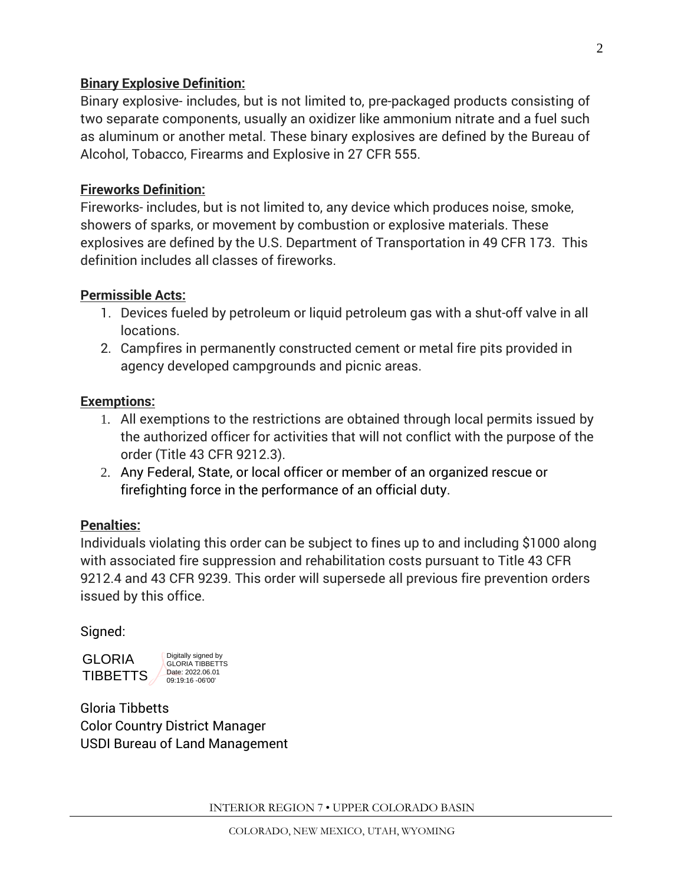**Binary Explosive Definition:**

Binary explosive- includes, but is not limited to, pre-packaged products consisting of two separate components, usually an oxidizer like ammonium nitrate and a fuel such as aluminum or another metal. These binary explosives are defined by the Bureau of Alcohol, Tobacco, Firearms and Explosive in 27 CFR 555.

**Fireworks Definition:**

Fireworks- includes, but is not limited to, any device which produces noise, smoke, showers of sparks, or movement by combustion or explosive materials. These explosives are defined by the U.S. Department of Transportation in 49 CFR 173. This definition includes all classes of fireworks.

**Permissible Acts:**

1. Devices fueled by petroleum or liquid petroleum gas with a shut-off valve in all locations.
2. Campfires in permanently constructed cement or metal fire pits provided in agency developed campgrounds and picnic areas.

**Exemptions:**

1. All exemptions to the restrictions are obtained through local permits issued by the authorized officer for activities that will not conflict with the purpose of the order (Title 43 CFR 9212.3).
2. Any Federal, State, or local officer or member of an organized rescue or firefighting force in the performance of an official duty.

**Penalties:**

Individuals violating this order can be subject to fines up to and including $1000 along with associated fire suppression and rehabilitation costs pursuant to Title 43 CFR 9212.4 and 43 CFR 9239. This order will supersede all previous fire prevention orders issued by this office.

Signed:

GLORIA TIBBETTS Digitally signed by GLORIA TIBBETTS Date: 2022.06.01 09:19:16 -06'00'

Gloria Tibbetts
Color Country District Manager
USDI Bureau of Land Management

INTERIOR REGION 7 • UPPER COLORADO BASIN

COLORADO, NEW MEXICO, UTAH, WYOMING